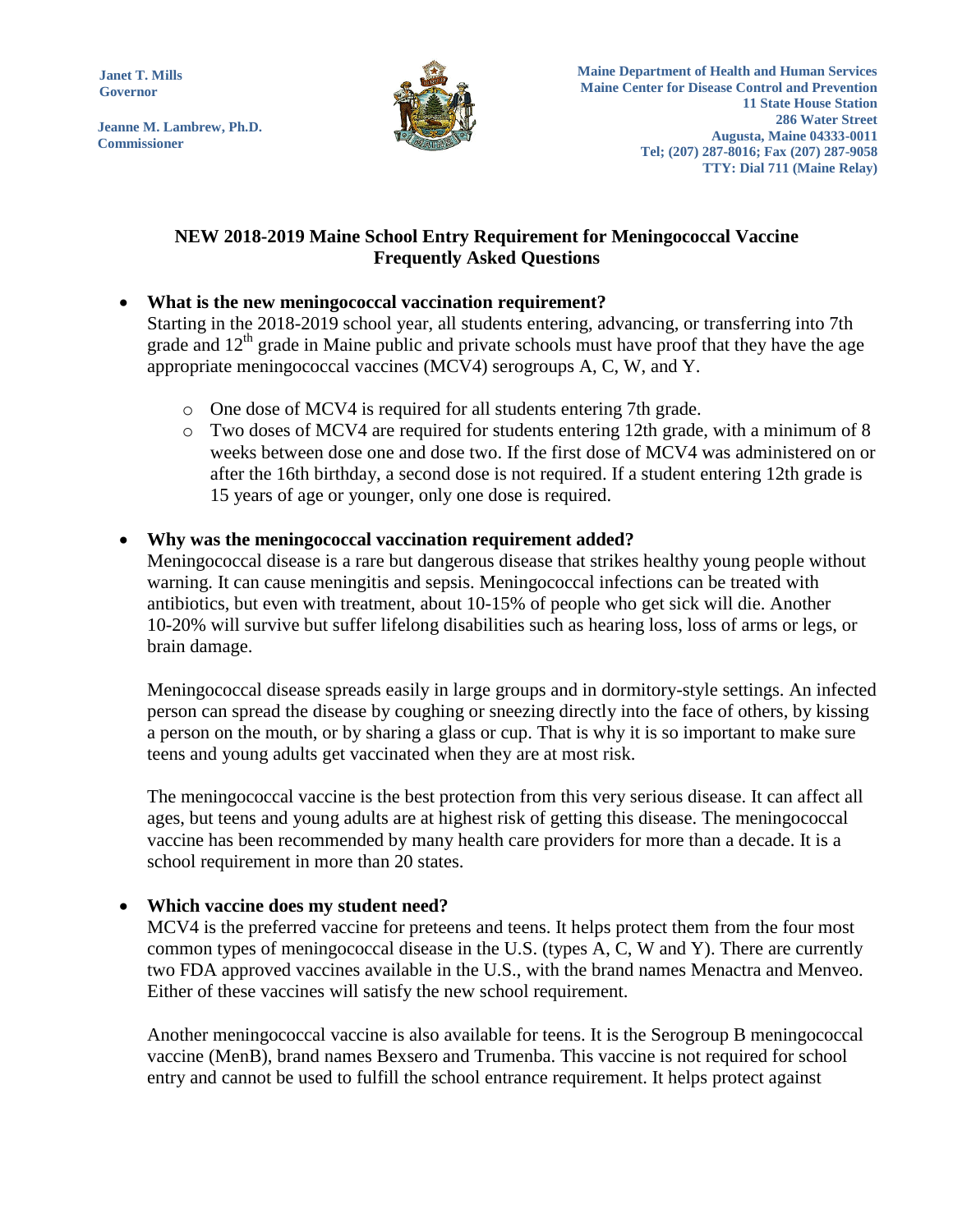**Janet T. Mills**
**Governor**

**Jeanne M. Lambrew, Ph.D.**
**Commissioner**

**Maine Department of Health and Human Services**
**Maine Center for Disease Control and Prevention**
**11 State House Station**
**286 Water Street**
**Augusta, Maine 04333-0011**
**Tel; (207) 287-8016; Fax (207) 287-9058**
**TTY: Dial 711 (Maine Relay)**

# NEW 2018-2019 Maine School Entry Requirement for Meningococcal Vaccine Frequently Asked Questions

- **What is the new meningococcal vaccination requirement?**
  Starting in the 2018-2019 school year, all students entering, advancing, or transferring into 7th grade and 12th grade in Maine public and private schools must have proof that they have the age appropriate meningococcal vaccines (MCV4) serogroups A, C, W, and Y.

  - One dose of MCV4 is required for all students entering 7th grade.
  - Two doses of MCV4 are required for students entering 12th grade, with a minimum of 8 weeks between dose one and dose two. If the first dose of MCV4 was administered on or after the 16th birthday, a second dose is not required. If a student entering 12th grade is 15 years of age or younger, only one dose is required.

- **Why was the meningococcal vaccination requirement added?**
  Meningococcal disease is a rare but dangerous disease that strikes healthy young people without warning. It can cause meningitis and sepsis. Meningococcal infections can be treated with antibiotics, but even with treatment, about 10-15% of people who get sick will die. Another 10-20% will survive but suffer lifelong disabilities such as hearing loss, loss of arms or legs, or brain damage.

  Meningococcal disease spreads easily in large groups and in dormitory-style settings. An infected person can spread the disease by coughing or sneezing directly into the face of others, by kissing a person on the mouth, or by sharing a glass or cup. That is why it is so important to make sure teens and young adults get vaccinated when they are at most risk.

  The meningococcal vaccine is the best protection from this very serious disease. It can affect all ages, but teens and young adults are at highest risk of getting this disease. The meningococcal vaccine has been recommended by many health care providers for more than a decade. It is a school requirement in more than 20 states.

- **Which vaccine does my student need?**
  MCV4 is the preferred vaccine for preteens and teens. It helps protect them from the four most common types of meningococcal disease in the U.S. (types A, C, W and Y). There are currently two FDA approved vaccines available in the U.S., with the brand names Menactra and Menveo. Either of these vaccines will satisfy the new school requirement.

  Another meningococcal vaccine is also available for teens. It is the Serogroup B meningococcal vaccine (MenB), brand names Bexsero and Trumenba. This vaccine is not required for school entry and cannot be used to fulfill the school entrance requirement. It helps protect against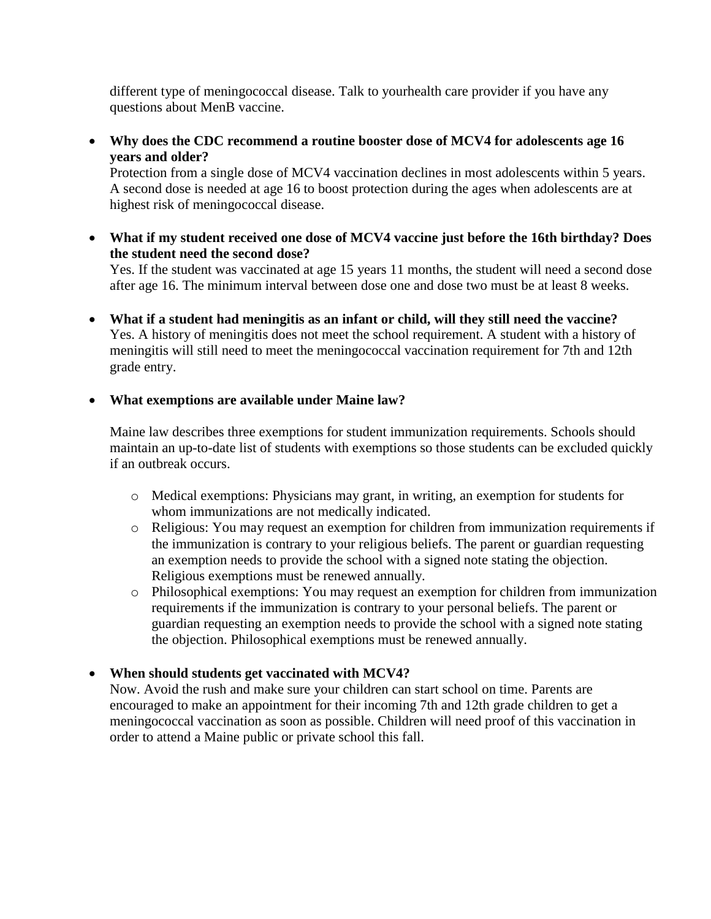different type of meningococcal disease. Talk to yourhealth care provider if you have any questions about MenB vaccine.

- **Why does the CDC recommend a routine booster dose of MCV4 for adolescents age 16 years and older?**
  Protection from a single dose of MCV4 vaccination declines in most adolescents within 5 years. A second dose is needed at age 16 to boost protection during the ages when adolescents are at highest risk of meningococcal disease.

- **What if my student received one dose of MCV4 vaccine just before the 16th birthday? Does the student need the second dose?**
  Yes. If the student was vaccinated at age 15 years 11 months, the student will need a second dose after age 16. The minimum interval between dose one and dose two must be at least 8 weeks.

- **What if a student had meningitis as an infant or child, will they still need the vaccine?**
  Yes. A history of meningitis does not meet the school requirement. A student with a history of meningitis will still need to meet the meningococcal vaccination requirement for 7th and 12th grade entry.

- **What exemptions are available under Maine law?**

  Maine law describes three exemptions for student immunization requirements. Schools should maintain an up-to-date list of students with exemptions so those students can be excluded quickly if an outbreak occurs.

  - Medical exemptions: Physicians may grant, in writing, an exemption for students for whom immunizations are not medically indicated.
  - Religious: You may request an exemption for children from immunization requirements if the immunization is contrary to your religious beliefs. The parent or guardian requesting an exemption needs to provide the school with a signed note stating the objection. Religious exemptions must be renewed annually.
  - Philosophical exemptions: You may request an exemption for children from immunization requirements if the immunization is contrary to your personal beliefs. The parent or guardian requesting an exemption needs to provide the school with a signed note stating the objection. Philosophical exemptions must be renewed annually.

- **When should students get vaccinated with MCV4?**
  Now. Avoid the rush and make sure your children can start school on time. Parents are encouraged to make an appointment for their incoming 7th and 12th grade children to get a meningococcal vaccination as soon as possible. Children will need proof of this vaccination in order to attend a Maine public or private school this fall.